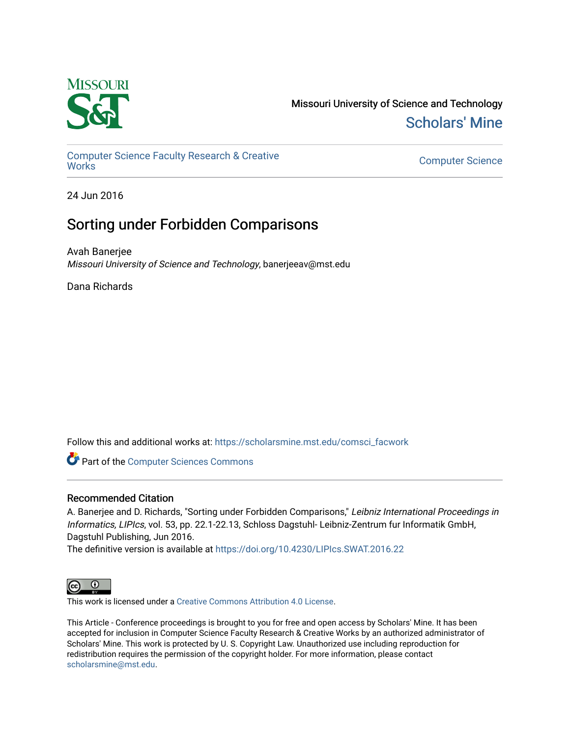Missouri University of Science and Technology

Scholars' Mine

Computer Science Faculty Research & Creative Works

Computer Science

24 Jun 2016

# Sorting under Forbidden Comparisons

Avah Banerjee
*Missouri University of Science and Technology*, banerjeeav@mst.edu

Dana Richards

Follow this and additional works at: https://scholarsmine.mst.edu/comsci_facwork

Part of the Computer Sciences Commons

## Recommended Citation

A. Banerjee and D. Richards, "Sorting under Forbidden Comparisons," *Leibniz International Proceedings in Informatics, LIPIcs*, vol. 53, pp. 22.1-22.13, Schloss Dagstuhl- Leibniz-Zentrum fur Informatik GmbH, Dagstuhl Publishing, Jun 2016.

The definitive version is available at https://doi.org/10.4230/LIPIcs.SWAT.2016.22

This work is licensed under a Creative Commons Attribution 4.0 License.

This Article - Conference proceedings is brought to you for free and open access by Scholars' Mine. It has been accepted for inclusion in Computer Science Faculty Research & Creative Works by an authorized administrator of Scholars' Mine. This work is protected by U. S. Copyright Law. Unauthorized use including reproduction for redistribution requires the permission of the copyright holder. For more information, please contact scholarsmine@mst.edu.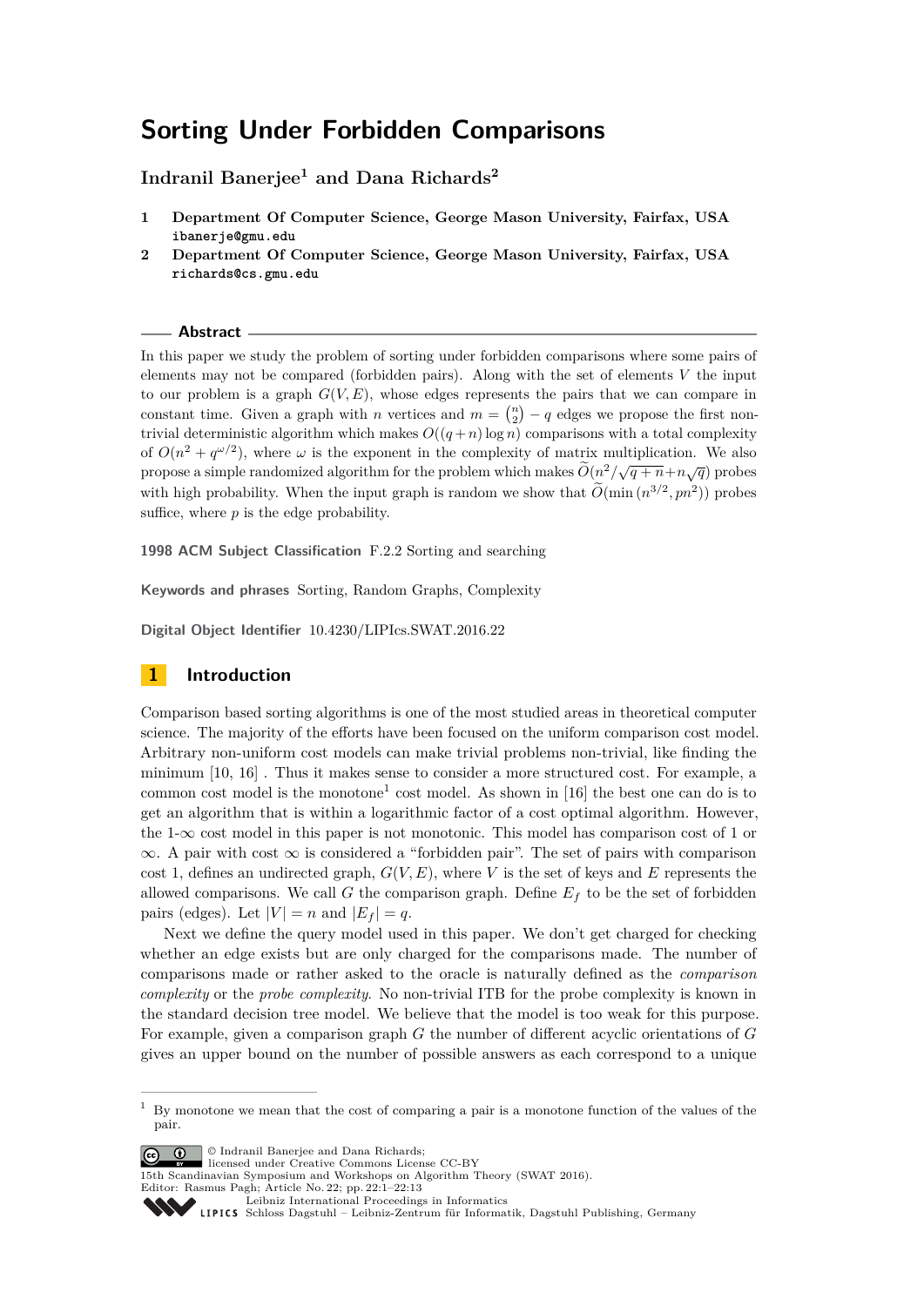# Sorting Under Forbidden Comparisons

**Indranil Banerjee[1] and Dana Richards[2]**

1. **Department Of Computer Science, George Mason University, Fairfax, USA**
   **ibanerje@gmu.edu**
2. **Department Of Computer Science, George Mason University, Fairfax, USA**
   **richards@cs.gmu.edu**

## Abstract

In this paper we study the problem of sorting under forbidden comparisons where some pairs of elements may not be compared (forbidden pairs). Along with the set of elements $V$ the input to our problem is a graph $G(V, E)$, whose edges represents the pairs that we can compare in constant time. Given a graph with $n$ vertices and $m = \binom{n}{2} - q$ edges we propose the first non-trivial deterministic algorithm which makes $O((q+n)\log n)$ comparisons with a total complexity of $O(n^2 + q^{\omega/2})$, where $\omega$ is the exponent in the complexity of matrix multiplication. We also propose a simple randomized algorithm for the problem which makes $\widetilde{O}(n^2/\sqrt{q+n}+n\sqrt{q})$ probes with high probability. When the input graph is random we show that $\widetilde{O}(\min(n^{3/2}, pn^2))$ probes suffice, where $p$ is the edge probability.

**1998 ACM Subject Classification** F.2.2 Sorting and searching

**Keywords and phrases** Sorting, Random Graphs, Complexity

**Digital Object Identifier** 10.4230/LIPIcs.SWAT.2016.22

## 1 Introduction

Comparison based sorting algorithms is one of the most studied areas in theoretical computer science. The majority of the efforts have been focused on the uniform comparison cost model. Arbitrary non-uniform cost models can make trivial problems non-trivial, like finding the minimum [10, 16] . Thus it makes sense to consider a more structured cost. For example, a common cost model is the monotone[1] cost model. As shown in [16] the best one can do is to get an algorithm that is within a logarithmic factor of a cost optimal algorithm. However, the 1-$\infty$ cost model in this paper is not monotonic. This model has comparison cost of 1 or $\infty$. A pair with cost $\infty$ is considered a "forbidden pair". The set of pairs with comparison cost 1, defines an undirected graph, $G(V, E)$, where $V$ is the set of keys and $E$ represents the allowed comparisons. We call $G$ the comparison graph. Define $E_f$ to be the set of forbidden pairs (edges). Let $|V| = n$ and $|E_f| = q$.

Next we define the query model used in this paper. We don't get charged for checking whether an edge exists but are only charged for the comparisons made. The number of comparisons made or rather asked to the oracle is naturally defined as the *comparison complexity* or the *probe complexity*. No non-trivial ITB for the probe complexity is known in the standard decision tree model. We believe that the model is too weak for this purpose. For example, given a comparison graph $G$ the number of different acyclic orientations of $G$ gives an upper bound on the number of possible answers as each correspond to a unique

---

[1] By monotone we mean that the cost of comparing a pair is a monotone function of the values of the pair.

© Indranil Banerjee and Dana Richards;
licensed under Creative Commons License CC-BY
15th Scandinavian Symposium and Workshops on Algorithm Theory (SWAT 2016).
Editor: Rasmus Pagh; Article No. 22; pp. 22:1–22:13
Leibniz International Proceedings in Informatics
Schloss Dagstuhl – Leibniz-Zentrum für Informatik, Dagstuhl Publishing, Germany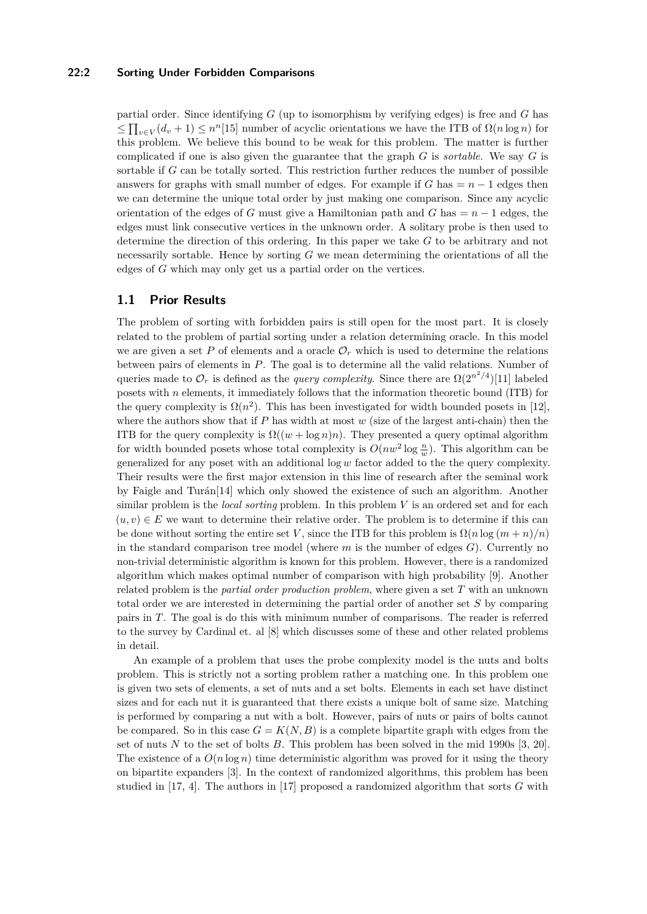partial order. Since identifying $G$ (up to isomorphism by verifying edges) is free and $G$ has $\leq \prod_{v \in V}(d_v + 1) \leq n^n$[15] number of acyclic orientations we have the ITB of $\Omega(n \log n)$ for this problem. We believe this bound to be weak for this problem. The matter is further complicated if one is also given the guarantee that the graph $G$ is *sortable*. We say $G$ is sortable if $G$ can be totally sorted. This restriction further reduces the number of possible answers for graphs with small number of edges. For example if $G$ has $= n - 1$ edges then we can determine the unique total order by just making one comparison. Since any acyclic orientation of the edges of $G$ must give a Hamiltonian path and $G$ has $= n - 1$ edges, the edges must link consecutive vertices in the unknown order. A solitary probe is then used to determine the direction of this ordering. In this paper we take $G$ to be arbitrary and not necessarily sortable. Hence by sorting $G$ we mean determining the orientations of all the edges of $G$ which may only get us a partial order on the vertices.

## 1.1 Prior Results

The problem of sorting with forbidden pairs is still open for the most part. It is closely related to the problem of partial sorting under a relation determining oracle. In this model we are given a set $P$ of elements and a oracle $\mathcal{O}_r$ which is used to determine the relations between pairs of elements in $P$. The goal is to determine all the valid relations. Number of queries made to $\mathcal{O}_r$ is defined as the *query complexity*. Since there are $\Omega(2^{n^2/4})$[11] labeled posets with $n$ elements, it immediately follows that the information theoretic bound (ITB) for the query complexity is $\Omega(n^2)$. This has been investigated for width bounded posets in [12], where the authors show that if $P$ has width at most $w$ (size of the largest anti-chain) then the ITB for the query complexity is $\Omega((w + \log n)n)$. They presented a query optimal algorithm for width bounded posets whose total complexity is $O(nw^2 \log \frac{n}{w})$. This algorithm can be generalized for any poset with an additional $\log w$ factor added to the the query complexity. Their results were the first major extension in this line of research after the seminal work by Faigle and Turán[14] which only showed the existence of such an algorithm. Another similar problem is the *local sorting* problem. In this problem $V$ is an ordered set and for each $(u, v) \in E$ we want to determine their relative order. The problem is to determine if this can be done without sorting the entire set $V$, since the ITB for this problem is $\Omega(n \log (m + n)/n)$ in the standard comparison tree model (where $m$ is the number of edges $G$). Currently no non-trivial deterministic algorithm is known for this problem. However, there is a randomized algorithm which makes optimal number of comparison with high probability [9]. Another related problem is the *partial order production problem*, where given a set $T$ with an unknown total order we are interested in determining the partial order of another set $S$ by comparing pairs in $T$. The goal is do this with minimum number of comparisons. The reader is referred to the survey by Cardinal et. al [8] which discusses some of these and other related problems in detail.

An example of a problem that uses the probe complexity model is the nuts and bolts problem. This is strictly not a sorting problem rather a matching one. In this problem one is given two sets of elements, a set of nuts and a set bolts. Elements in each set have distinct sizes and for each nut it is guaranteed that there exists a unique bolt of same size. Matching is performed by comparing a nut with a bolt. However, pairs of nuts or pairs of bolts cannot be compared. So in this case $G = K(N, B)$ is a complete bipartite graph with edges from the set of nuts $N$ to the set of bolts $B$. This problem has been solved in the mid 1990s [3, 20]. The existence of a $O(n \log n)$ time deterministic algorithm was proved for it using the theory on bipartite expanders [3]. In the context of randomized algorithms, this problem has been studied in [17, 4]. The authors in [17] proposed a randomized algorithm that sorts $G$ with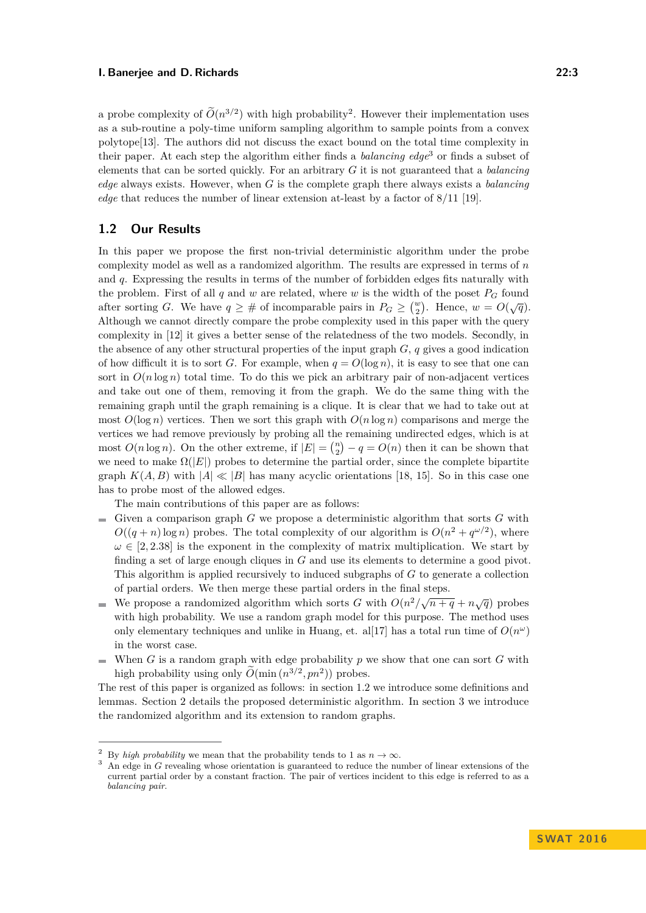a probe complexity of $\widetilde{O}(n^{3/2})$ with high probability[2]. However their implementation uses as a sub-routine a poly-time uniform sampling algorithm to sample points from a convex polytope[13]. The authors did not discuss the exact bound on the total time complexity in their paper. At each step the algorithm either finds a *balancing edge*[3] or finds a subset of elements that can be sorted quickly. For an arbitrary $G$ it is not guaranteed that a *balancing edge* always exists. However, when $G$ is the complete graph there always exists a *balancing edge* that reduces the number of linear extension at-least by a factor of 8/11 [19].

## 1.2 Our Results

In this paper we propose the first non-trivial deterministic algorithm under the probe complexity model as well as a randomized algorithm. The results are expressed in terms of $n$ and $q$. Expressing the results in terms of the number of forbidden edges fits naturally with the problem. First of all $q$ and $w$ are related, where $w$ is the width of the poset $P_G$ found after sorting $G$. We have $q \geq$ # of incomparable pairs in $P_G \geq \binom{w}{2}$. Hence, $w = O(\sqrt{q})$. Although we cannot directly compare the probe complexity used in this paper with the query complexity in [12] it gives a better sense of the relatedness of the two models. Secondly, in the absence of any other structural properties of the input graph $G$, $q$ gives a good indication of how difficult it is to sort $G$. For example, when $q = O(\log n)$, it is easy to see that one can sort in $O(n \log n)$ total time. To do this we pick an arbitrary pair of non-adjacent vertices and take out one of them, removing it from the graph. We do the same thing with the remaining graph until the graph remaining is a clique. It is clear that we had to take out at most $O(\log n)$ vertices. Then we sort this graph with $O(n \log n)$ comparisons and merge the vertices we had remove previously by probing all the remaining undirected edges, which is at most $O(n \log n)$. On the other extreme, if $|E| = \binom{n}{2} - q = O(n)$ then it can be shown that we need to make $\Omega(|E|)$ probes to determine the partial order, since the complete bipartite graph $K(A, B)$ with $|A| \ll |B|$ has many acyclic orientations [18, 15]. So in this case one has to probe most of the allowed edges.

The main contributions of this paper are as follows:

- Given a comparison graph $G$ we propose a deterministic algorithm that sorts $G$ with $O((q + n) \log n)$ probes. The total complexity of our algorithm is $O(n^2 + q^{\omega/2})$, where $\omega \in [2, 2.38]$ is the exponent in the complexity of matrix multiplication. We start by finding a set of large enough cliques in $G$ and use its elements to determine a good pivot. This algorithm is applied recursively to induced subgraphs of $G$ to generate a collection of partial orders. We then merge these partial orders in the final steps.
- We propose a randomized algorithm which sorts $G$ with $O(n^2/\sqrt{n+q} + n\sqrt{q})$ probes with high probability. We use a random graph model for this purpose. The method uses only elementary techniques and unlike in Huang, et. al[17] has a total run time of $O(n^\omega)$ in the worst case.
- When $G$ is a random graph with edge probability $p$ we show that one can sort $G$ with high probability using only $\widetilde{O}(\min(n^{3/2}, pn^2))$ probes.

The rest of this paper is organized as follows: in section 1.2 we introduce some definitions and lemmas. Section 2 details the proposed deterministic algorithm. In section 3 we introduce the randomized algorithm and its extension to random graphs.

---

[2] By *high probability* we mean that the probability tends to 1 as $n \to \infty$.

[3] An edge in $G$ revealing whose orientation is guaranteed to reduce the number of linear extensions of the current partial order by a constant fraction. The pair of vertices incident to this edge is referred to as a *balancing pair*.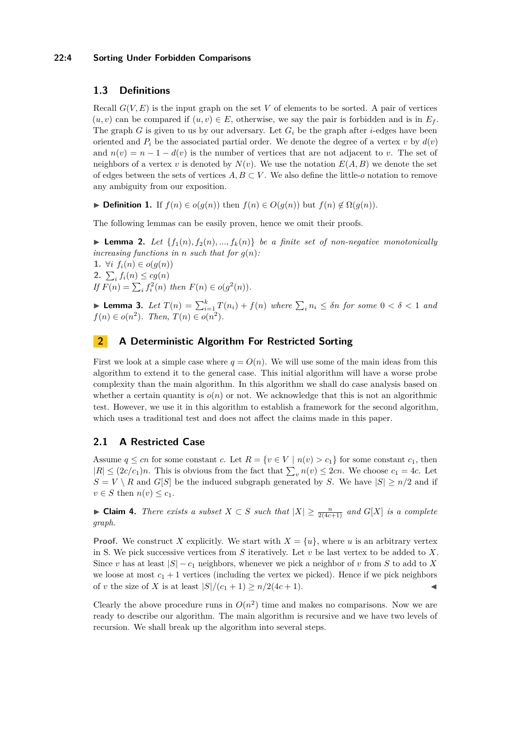## 1.3 Definitions

Recall $G(V, E)$ is the input graph on the set $V$ of elements to be sorted. A pair of vertices $(u, v)$ can be compared if $(u, v) \in E$, otherwise, we say the pair is forbidden and is in $E_f$. The graph $G$ is given to us by our adversary. Let $G_i$ be the graph after $i$-edges have been oriented and $P_i$ be the associated partial order. We denote the degree of a vertex $v$ by $d(v)$ and $n(v) = n - 1 - d(v)$ is the number of vertices that are not adjacent to $v$. The set of neighbors of a vertex $v$ is denoted by $N(v)$. We use the notation $E(A, B)$ we denote the set of edges between the sets of vertices $A, B \subset V$. We also define the little-$o$ notation to remove any ambiguity from our exposition.

▶ **Definition 1.** If $f(n) \in o(g(n))$ then $f(n) \in O(g(n))$ but $f(n) \notin \Omega(g(n))$.

The following lemmas can be easily proven, hence we omit their proofs.

▶ **Lemma 2.** *Let $\{f_1(n), f_2(n), ..., f_k(n)\}$ be a finite set of non-negative monotonically increasing functions in $n$ such that for $g(n)$:*
1. $\forall i \; f_i(n) \in o(g(n))$
2. $\sum_i f_i(n) \leq cg(n)$

*If $F(n) = \sum_i f_i^2(n)$ then $F(n) \in o(g^2(n))$.*

▶ **Lemma 3.** *Let $T(n) = \sum_{i=1}^{k} T(n_i) + f(n)$ where $\sum_i n_i \leq \delta n$ for some $0 < \delta < 1$ and $f(n) \in o(n^2)$. Then, $T(n) \in o(n^2)$.*

## 2 A Deterministic Algorithm For Restricted Sorting

First we look at a simple case where $q = O(n)$. We will use some of the main ideas from this algorithm to extend it to the general case. This initial algorithm will have a worse probe complexity than the main algorithm. In this algorithm we shall do case analysis based on whether a certain quantity is $o(n)$ or not. We acknowledge that this is not an algorithmic test. However, we use it in this algorithm to establish a framework for the second algorithm, which uses a traditional test and does not affect the claims made in this paper.

### 2.1 A Restricted Case

Assume $q \leq cn$ for some constant $c$. Let $R = \{v \in V \mid n(v) > c_1\}$ for some constant $c_1$, then $|R| \leq (2c/c_1)n$. This is obvious from the fact that $\sum_v n(v) \leq 2cn$. We choose $c_1 = 4c$. Let $S = V \setminus R$ and $G[S]$ be the induced subgraph generated by $S$. We have $|S| \geq n/2$ and if $v \in S$ then $n(v) \leq c_1$.

▶ **Claim 4.** *There exists a subset $X \subset S$ such that $|X| \geq \frac{n}{2(4c+1)}$ and $G[X]$ is a complete graph.*

**Proof.** We construct $X$ explicitly. We start with $X = \{u\}$, where $u$ is an arbitrary vertex in S. We pick successive vertices from $S$ iteratively. Let $v$ be last vertex to be added to $X$. Since $v$ has at least $|S| - c_1$ neighbors, whenever we pick a neighbor of $v$ from $S$ to add to $X$ we loose at most $c_1 + 1$ vertices (including the vertex we picked). Hence if we pick neighbors of $v$ the size of $X$ is at least $|S|/(c_1 + 1) \geq n/2(4c + 1)$. ◀

Clearly the above procedure runs in $O(n^2)$ time and makes no comparisons. Now we are ready to describe our algorithm. The main algorithm is recursive and we have two levels of recursion. We shall break up the algorithm into several steps.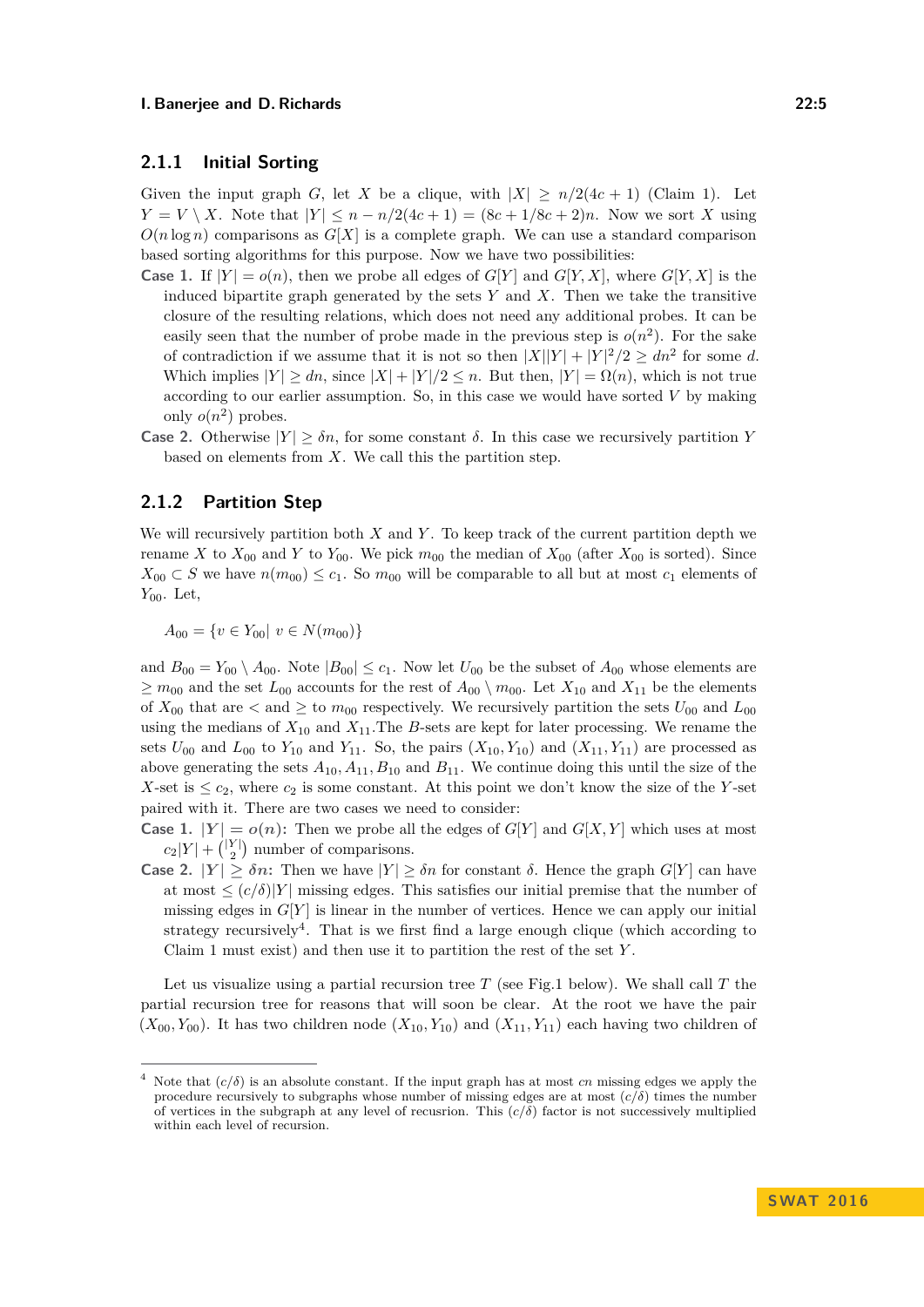### 2.1.1 Initial Sorting

Given the input graph $G$, let $X$ be a clique, with $|X| \geq n/2(4c+1)$ (Claim 1). Let $Y = V \setminus X$. Note that $|Y| \leq n - n/2(4c+1) = (8c+1/8c+2)n$. Now we sort $X$ using $O(n \log n)$ comparisons as $G[X]$ is a complete graph. We can use a standard comparison based sorting algorithms for this purpose. Now we have two possibilities:

**Case 1.** If $|Y| = o(n)$, then we probe all edges of $G[Y]$ and $G[Y, X]$, where $G[Y, X]$ is the induced bipartite graph generated by the sets $Y$ and $X$. Then we take the transitive closure of the resulting relations, which does not need any additional probes. It can be easily seen that the number of probe made in the previous step is $o(n^2)$. For the sake of contradiction if we assume that it is not so then $|X||Y| + |Y|^2/2 \geq dn^2$ for some $d$. Which implies $|Y| \geq dn$, since $|X| + |Y|/2 \leq n$. But then, $|Y| = \Omega(n)$, which is not true according to our earlier assumption. So, in this case we would have sorted $V$ by making only $o(n^2)$ probes.

**Case 2.** Otherwise $|Y| \geq \delta n$, for some constant $\delta$. In this case we recursively partition $Y$ based on elements from $X$. We call this the partition step.

### 2.1.2 Partition Step

We will recursively partition both $X$ and $Y$. To keep track of the current partition depth we rename $X$ to $X_{00}$ and $Y$ to $Y_{00}$. We pick $m_{00}$ the median of $X_{00}$ (after $X_{00}$ is sorted). Since $X_{00} \subset S$ we have $n(m_{00}) \leq c_1$. So $m_{00}$ will be comparable to all but at most $c_1$ elements of $Y_{00}$. Let,

$$A_{00} = \{v \in Y_{00} | \; v \in N(m_{00})\}$$

and $B_{00} = Y_{00} \setminus A_{00}$. Note $|B_{00}| \leq c_1$. Now let $U_{00}$ be the subset of $A_{00}$ whose elements are $\geq m_{00}$ and the set $L_{00}$ accounts for the rest of $A_{00} \setminus m_{00}$. Let $X_{10}$ and $X_{11}$ be the elements of $X_{00}$ that are $<$ and $\geq$ to $m_{00}$ respectively. We recursively partition the sets $U_{00}$ and $L_{00}$ using the medians of $X_{10}$ and $X_{11}$.The $B$-sets are kept for later processing. We rename the sets $U_{00}$ and $L_{00}$ to $Y_{10}$ and $Y_{11}$. So, the pairs $(X_{10}, Y_{10})$ and $(X_{11}, Y_{11})$ are processed as above generating the sets $A_{10}, A_{11}, B_{10}$ and $B_{11}$. We continue doing this until the size of the $X$-set is $\leq c_2$, where $c_2$ is some constant. At this point we don't know the size of the $Y$-set paired with it. There are two cases we need to consider:

**Case 1.** $|Y| = o(n)$**:** Then we probe all the edges of $G[Y]$ and $G[X, Y]$ which uses at most $c_2|Y| + \binom{|Y|}{2}$ number of comparisons.

**Case 2.** $|Y| \geq \delta n$**:** Then we have $|Y| \geq \delta n$ for constant $\delta$. Hence the graph $G[Y]$ can have at most $\leq (c/\delta)|Y|$ missing edges. This satisfies our initial premise that the number of missing edges in $G[Y]$ is linear in the number of vertices. Hence we can apply our initial strategy recursively[4]. That is we first find a large enough clique (which according to Claim 1 must exist) and then use it to partition the rest of the set $Y$.

Let us visualize using a partial recursion tree $T$ (see Fig.1 below). We shall call $T$ the partial recursion tree for reasons that will soon be clear. At the root we have the pair $(X_{00}, Y_{00})$. It has two children node $(X_{10}, Y_{10})$ and $(X_{11}, Y_{11})$ each having two children of

[4] Note that $(c/\delta)$ is an absolute constant. If the input graph has at most $cn$ missing edges we apply the procedure recursively to subgraphs whose number of missing edges are at most $(c/\delta)$ times the number of vertices in the subgraph at any level of recursion. This $(c/\delta)$ factor is not successively multiplied within each level of recursion.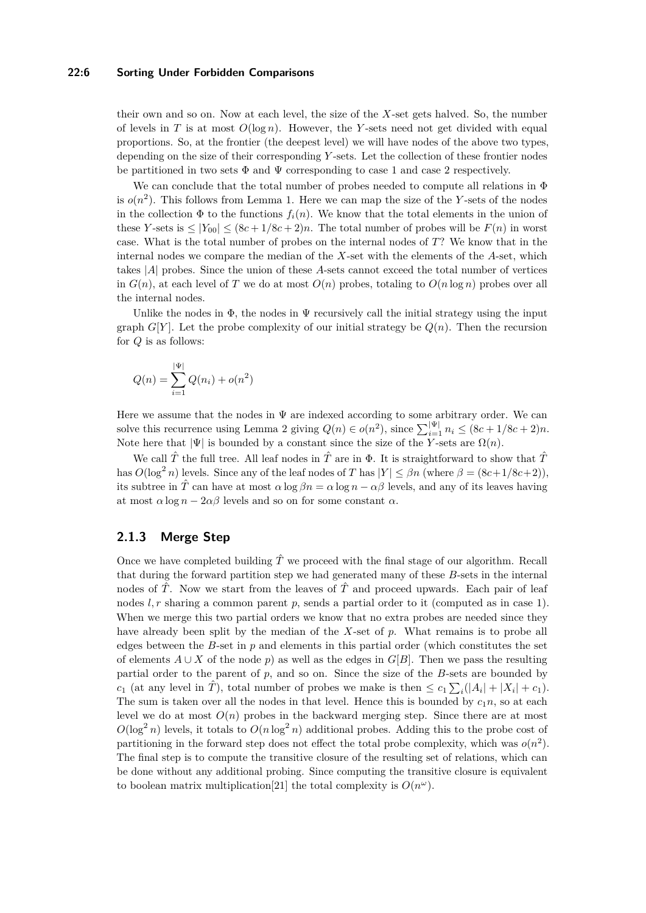their own and so on. Now at each level, the size of the $X$-set gets halved. So, the number of levels in $T$ is at most $O(\log n)$. However, the $Y$-sets need not get divided with equal proportions. So, at the frontier (the deepest level) we will have nodes of the above two types, depending on the size of their corresponding $Y$-sets. Let the collection of these frontier nodes be partitioned in two sets $\Phi$ and $\Psi$ corresponding to case 1 and case 2 respectively.

We can conclude that the total number of probes needed to compute all relations in $\Phi$ is $o(n^2)$. This follows from Lemma 1. Here we can map the size of the $Y$-sets of the nodes in the collection $\Phi$ to the functions $f_i(n)$. We know that the total elements in the union of these $Y$-sets is $\leq |Y_{00}| \leq (8c + 1/8c + 2)n$. The total number of probes will be $F(n)$ in worst case. What is the total number of probes on the internal nodes of $T$? We know that in the internal nodes we compare the median of the $X$-set with the elements of the $A$-set, which takes $|A|$ probes. Since the union of these $A$-sets cannot exceed the total number of vertices in $G(n)$, at each level of $T$ we do at most $O(n)$ probes, totaling to $O(n \log n)$ probes over all the internal nodes.

Unlike the nodes in $\Phi$, the nodes in $\Psi$ recursively call the initial strategy using the input graph $G[Y]$. Let the probe complexity of our initial strategy be $Q(n)$. Then the recursion for $Q$ is as follows:

$$Q(n) = \sum_{i=1}^{|\Psi|} Q(n_i) + o(n^2)$$

Here we assume that the nodes in $\Psi$ are indexed according to some arbitrary order. We can solve this recurrence using Lemma 2 giving $Q(n) \in o(n^2)$, since $\sum_{i=1}^{|\Psi|} n_i \leq (8c + 1/8c + 2)n$. Note here that $|\Psi|$ is bounded by a constant since the size of the $Y$-sets are $\Omega(n)$.

We call $\hat{T}$ the full tree. All leaf nodes in $\hat{T}$ are in $\Phi$. It is straightforward to show that $\hat{T}$ has $O(\log^2 n)$ levels. Since any of the leaf nodes of $T$ has $|Y| \leq \beta n$ (where $\beta = (8c+1/8c+2)$), its subtree in $\hat{T}$ can have at most $\alpha \log \beta n = \alpha \log n - \alpha\beta$ levels, and any of its leaves having at most $\alpha \log n - 2\alpha\beta$ levels and so on for some constant $\alpha$.

### 2.1.3 Merge Step

Once we have completed building $\hat{T}$ we proceed with the final stage of our algorithm. Recall that during the forward partition step we had generated many of these $B$-sets in the internal nodes of $\hat{T}$. Now we start from the leaves of $\hat{T}$ and proceed upwards. Each pair of leaf nodes $l, r$ sharing a common parent $p$, sends a partial order to it (computed as in case 1). When we merge this two partial orders we know that no extra probes are needed since they have already been split by the median of the $X$-set of $p$. What remains is to probe all edges between the $B$-set in $p$ and elements in this partial order (which constitutes the set of elements $A \cup X$ of the node $p$) as well as the edges in $G[B]$. Then we pass the resulting partial order to the parent of $p$, and so on. Since the size of the $B$-sets are bounded by $c_1$ (at any level in $\hat{T}$), total number of probes we make is then $\leq c_1 \sum_i (|A_i| + |X_i| + c_1)$. The sum is taken over all the nodes in that level. Hence this is bounded by $c_1 n$, so at each level we do at most $O(n)$ probes in the backward merging step. Since there are at most $O(\log^2 n)$ levels, it totals to $O(n \log^2 n)$ additional probes. Adding this to the probe cost of partitioning in the forward step does not effect the total probe complexity, which was $o(n^2)$. The final step is to compute the transitive closure of the resulting set of relations, which can be done without any additional probing. Since computing the transitive closure is equivalent to boolean matrix multiplication[21] the total complexity is $O(n^\omega)$.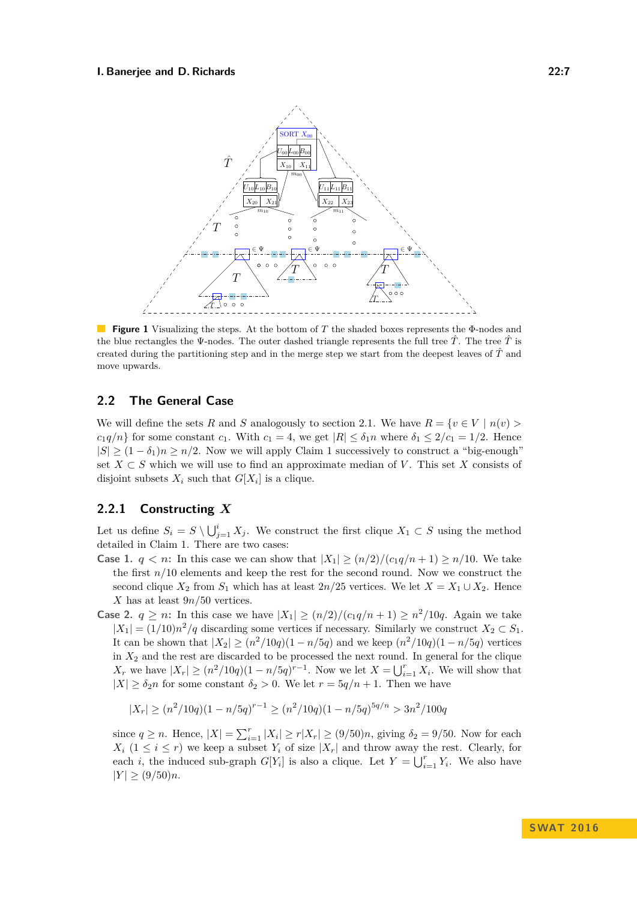**Figure 1** Visualizing the steps. At the bottom of $T$ the shaded boxes represents the $\Phi$-nodes and the blue rectangles the $\Psi$-nodes. The outer dashed triangle represents the full tree $\hat{T}$. The tree $\hat{T}$ is created during the partitioning step and in the merge step we start from the deepest leaves of $\hat{T}$ and move upwards.

## 2.2 The General Case

We will define the sets $R$ and $S$ analogously to section 2.1. We have $R = \{v \in V \mid n(v) > c_1 q/n\}$ for some constant $c_1$. With $c_1 = 4$, we get $|R| \leq \delta_1 n$ where $\delta_1 \leq 2/c_1 = 1/2$. Hence $|S| \geq (1 - \delta_1)n \geq n/2$. Now we will apply Claim 1 successively to construct a "big-enough" set $X \subset S$ which we will use to find an approximate median of $V$. This set $X$ consists of disjoint subsets $X_i$ such that $G[X_i]$ is a clique.

### 2.2.1 Constructing $X$

Let us define $S_i = S \setminus \bigcup_{j=1}^{i} X_j$. We construct the first clique $X_1 \subset S$ using the method detailed in Claim 1. There are two cases:

**Case 1.** $q < n$: In this case we can show that $|X_1| \geq (n/2)/(c_1 q/n + 1) \geq n/10$. We take the first $n/10$ elements and keep the rest for the second round. Now we construct the second clique $X_2$ from $S_1$ which has at least $2n/25$ vertices. We let $X = X_1 \cup X_2$. Hence $X$ has at least $9n/50$ vertices.

**Case 2.** $q \geq n$: In this case we have $|X_1| \geq (n/2)/(c_1 q/n + 1) \geq n^2/10q$. Again we take $|X_1| = (1/10)n^2/q$ discarding some vertices if necessary. Similarly we construct $X_2 \subset S_1$. It can be shown that $|X_2| \geq (n^2/10q)(1 - n/5q)$ and we keep $(n^2/10q)(1 - n/5q)$ vertices in $X_2$ and the rest are discarded to be processed the next round. In general for the clique $X_r$ we have $|X_r| \geq (n^2/10q)(1 - n/5q)^{r-1}$. Now we let $X = \bigcup_{i=1}^{r} X_i$. We will show that $|X| \geq \delta_2 n$ for some constant $\delta_2 > 0$. We let $r = 5q/n + 1$. Then we have

$$|X_r| \geq (n^2/10q)(1 - n/5q)^{r-1} \geq (n^2/10q)(1 - n/5q)^{5q/n} > 3n^2/100q$$

since $q \geq n$. Hence, $|X| = \sum_{i=1}^{r} |X_i| \geq r|X_r| \geq (9/50)n$, giving $\delta_2 = 9/50$. Now for each $X_i$ $(1 \leq i \leq r)$ we keep a subset $Y_i$ of size $|X_r|$ and throw away the rest. Clearly, for each $i$, the induced sub-graph $G[Y_i]$ is also a clique. Let $Y = \bigcup_{i=1}^{r} Y_i$. We also have $|Y| \geq (9/50)n$.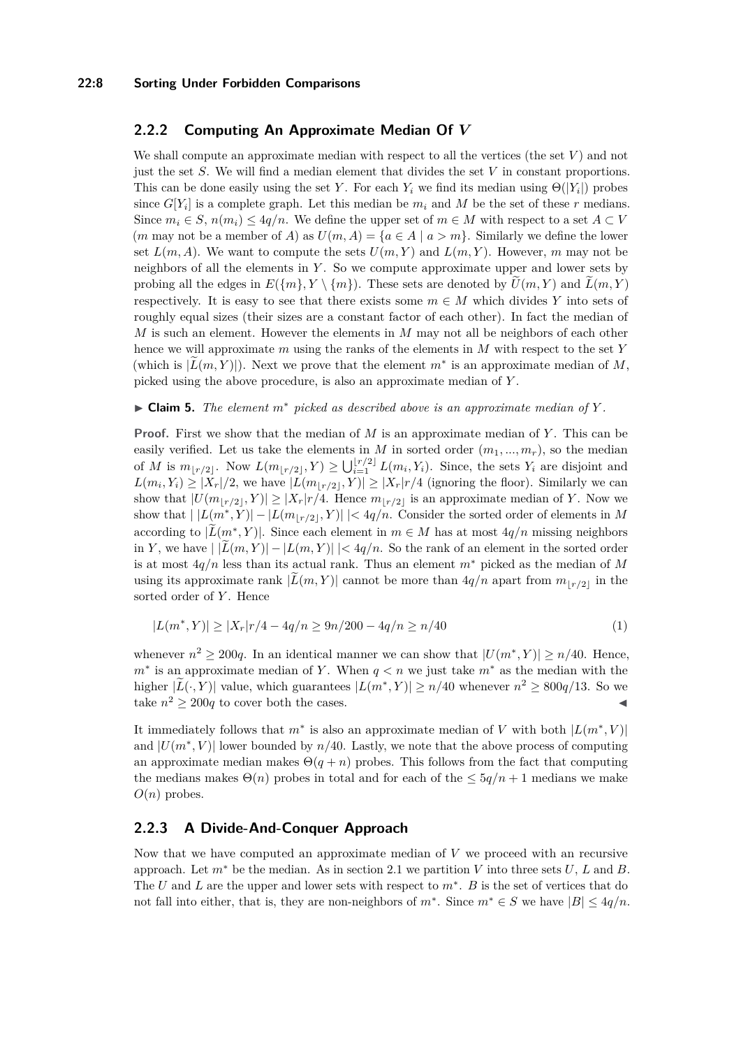### 2.2.2 Computing An Approximate Median Of $V$

We shall compute an approximate median with respect to all the vertices (the set $V$) and not just the set $S$. We will find a median element that divides the set $V$ in constant proportions. This can be done easily using the set $Y$. For each $Y_i$ we find its median using $\Theta(|Y_i|)$ probes since $G[Y_i]$ is a complete graph. Let this median be $m_i$ and $M$ be the set of these $r$ medians. Since $m_i \in S$, $n(m_i) \leq 4q/n$. We define the upper set of $m \in M$ with respect to a set $A \subset V$ ($m$ may not be a member of $A$) as $U(m, A) = \{a \in A \mid a > m\}$. Similarly we define the lower set $L(m, A)$. We want to compute the sets $U(m, Y)$ and $L(m, Y)$. However, $m$ may not be neighbors of all the elements in $Y$. So we compute approximate upper and lower sets by probing all the edges in $E(\{m\}, Y \setminus \{m\})$. These sets are denoted by $\widetilde{U}(m, Y)$ and $\widetilde{L}(m, Y)$ respectively. It is easy to see that there exists some $m \in M$ which divides $Y$ into sets of roughly equal sizes (their sizes are a constant factor of each other). In fact the median of $M$ is such an element. However the elements in $M$ may not all be neighbors of each other hence we will approximate $m$ using the ranks of the elements in $M$ with respect to the set $Y$ (which is $|\widetilde{L}(m, Y)|$). Next we prove that the element $m^*$ is an approximate median of $M$, picked using the above procedure, is also an approximate median of $Y$.

▶ **Claim 5.** *The element $m^*$ picked as described above is an approximate median of $Y$.*

**Proof.** First we show that the median of $M$ is an approximate median of $Y$. This can be easily verified. Let us take the elements in $M$ in sorted order $(m_1, ..., m_r)$, so the median of $M$ is $m_{\lfloor r/2 \rfloor}$. Now $L(m_{\lfloor r/2 \rfloor}, Y) \geq \bigcup_{i=1}^{\lfloor r/2 \rfloor} L(m_i, Y_i)$. Since, the sets $Y_i$ are disjoint and $L(m_i, Y_i) \geq |X_r|/2$, we have $|L(m_{\lfloor r/2 \rfloor}, Y)| \geq |X_r|r/4$ (ignoring the floor). Similarly we can show that $|U(m_{\lfloor r/2 \rfloor}, Y)| \geq |X_r|r/4$. Hence $m_{\lfloor r/2 \rfloor}$ is an approximate median of $Y$. Now we show that $|\ |L(m^*, Y)| - |L(m_{\lfloor r/2 \rfloor}, Y)|\ | < 4q/n$. Consider the sorted order of elements in $M$ according to $|\widetilde{L}(m^*, Y)|$. Since each element in $m \in M$ has at most $4q/n$ missing neighbors in $Y$, we have $|\ |\widetilde{L}(m, Y)| - |L(m, Y)|\ | < 4q/n$. So the rank of an element in the sorted order is at most $4q/n$ less than its actual rank. Thus an element $m^*$ picked as the median of $M$ using its approximate rank $|\widetilde{L}(m, Y)|$ cannot be more than $4q/n$ apart from $m_{\lfloor r/2 \rfloor}$ in the sorted order of $Y$. Hence

$$|L(m^*, Y)| \geq |X_r|r/4 - 4q/n \geq 9n/200 - 4q/n \geq n/40 \tag{1}$$

whenever $n^2 \geq 200q$. In an identical manner we can show that $|U(m^*, Y)| \geq n/40$. Hence, $m^*$ is an approximate median of $Y$. When $q < n$ we just take $m^*$ as the median with the higher $|\widetilde{L}(\cdot, Y)|$ value, which guarantees $|L(m^*, Y)| \geq n/40$ whenever $n^2 \geq 800q/13$. So we take $n^2 \geq 200q$ to cover both the cases. ◀

It immediately follows that $m^*$ is also an approximate median of $V$ with both $|L(m^*, V)|$ and $|U(m^*, V)|$ lower bounded by $n/40$. Lastly, we note that the above process of computing an approximate median makes $\Theta(q + n)$ probes. This follows from the fact that computing the medians makes $\Theta(n)$ probes in total and for each of the $\leq 5q/n + 1$ medians we make $O(n)$ probes.

### 2.2.3 A Divide-And-Conquer Approach

Now that we have computed an approximate median of $V$ we proceed with an recursive approach. Let $m^*$ be the median. As in section 2.1 we partition $V$ into three sets $U$, $L$ and $B$. The $U$ and $L$ are the upper and lower sets with respect to $m^*$. $B$ is the set of vertices that do not fall into either, that is, they are non-neighbors of $m^*$. Since $m^* \in S$ we have $|B| \leq 4q/n$.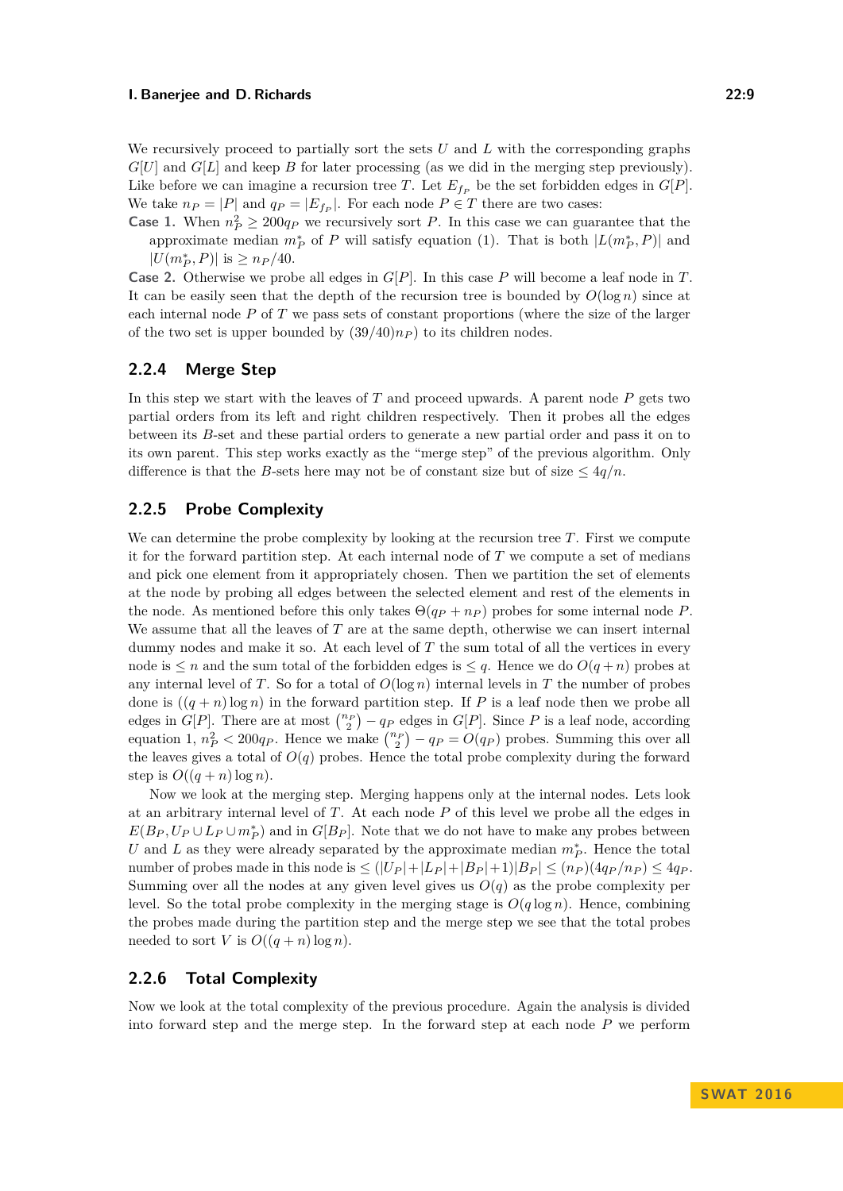We recursively proceed to partially sort the sets $U$ and $L$ with the corresponding graphs $G[U]$ and $G[L]$ and keep $B$ for later processing (as we did in the merging step previously). Like before we can imagine a recursion tree $T$. Let $E_{f_P}$ be the set forbidden edges in $G[P]$. We take $n_P = |P|$ and $q_P = |E_{f_P}|$. For each node $P \in T$ there are two cases:

**Case 1.** When $n_P^2 \geq 200q_P$ we recursively sort $P$. In this case we can guarantee that the approximate median $m_P^*$ of $P$ will satisfy equation (1). That is both $|L(m_P^*, P)|$ and $|U(m_P^*, P)|$ is $\geq n_P/40$.

**Case 2.** Otherwise we probe all edges in $G[P]$. In this case $P$ will become a leaf node in $T$.

It can be easily seen that the depth of the recursion tree is bounded by $O(\log n)$ since at each internal node $P$ of $T$ we pass sets of constant proportions (where the size of the larger of the two set is upper bounded by $(39/40)n_P$) to its children nodes.

### 2.2.4 Merge Step

In this step we start with the leaves of $T$ and proceed upwards. A parent node $P$ gets two partial orders from its left and right children respectively. Then it probes all the edges between its $B$-set and these partial orders to generate a new partial order and pass it on to its own parent. This step works exactly as the "merge step" of the previous algorithm. Only difference is that the $B$-sets here may not be of constant size but of size $\leq 4q/n$.

### 2.2.5 Probe Complexity

We can determine the probe complexity by looking at the recursion tree $T$. First we compute it for the forward partition step. At each internal node of $T$ we compute a set of medians and pick one element from it appropriately chosen. Then we partition the set of elements at the node by probing all edges between the selected element and rest of the elements in the node. As mentioned before this only takes $\Theta(q_P + n_P)$ probes for some internal node $P$. We assume that all the leaves of $T$ are at the same depth, otherwise we can insert internal dummy nodes and make it so. At each level of $T$ the sum total of all the vertices in every node is $\leq n$ and the sum total of the forbidden edges is $\leq q$. Hence we do $O(q+n)$ probes at any internal level of $T$. So for a total of $O(\log n)$ internal levels in $T$ the number of probes done is $((q+n)\log n)$ in the forward partition step. If $P$ is a leaf node then we probe all edges in $G[P]$. There are at most $\binom{n_P}{2} - q_P$ edges in $G[P]$. Since $P$ is a leaf node, according equation 1, $n_P^2 < 200q_P$. Hence we make $\binom{n_P}{2} - q_P = O(q_P)$ probes. Summing this over all the leaves gives a total of $O(q)$ probes. Hence the total probe complexity during the forward step is $O((q+n)\log n)$.

Now we look at the merging step. Merging happens only at the internal nodes. Lets look at an arbitrary internal level of $T$. At each node $P$ of this level we probe all the edges in $E(B_P, U_P \cup L_P \cup m_P^*)$ and in $G[B_P]$. Note that we do not have to make any probes between $U$ and $L$ as they were already separated by the approximate median $m_P^*$. Hence the total number of probes made in this node is $\leq (|U_P|+|L_P|+|B_P|+1)|B_P| \leq (n_P)(4q_P/n_P) \leq 4q_P$. Summing over all the nodes at any given level gives us $O(q)$ as the probe complexity per level. So the total probe complexity in the merging stage is $O(q \log n)$. Hence, combining the probes made during the partition step and the merge step we see that the total probes needed to sort $V$ is $O((q+n)\log n)$.

### 2.2.6 Total Complexity

Now we look at the total complexity of the previous procedure. Again the analysis is divided into forward step and the merge step. In the forward step at each node $P$ we perform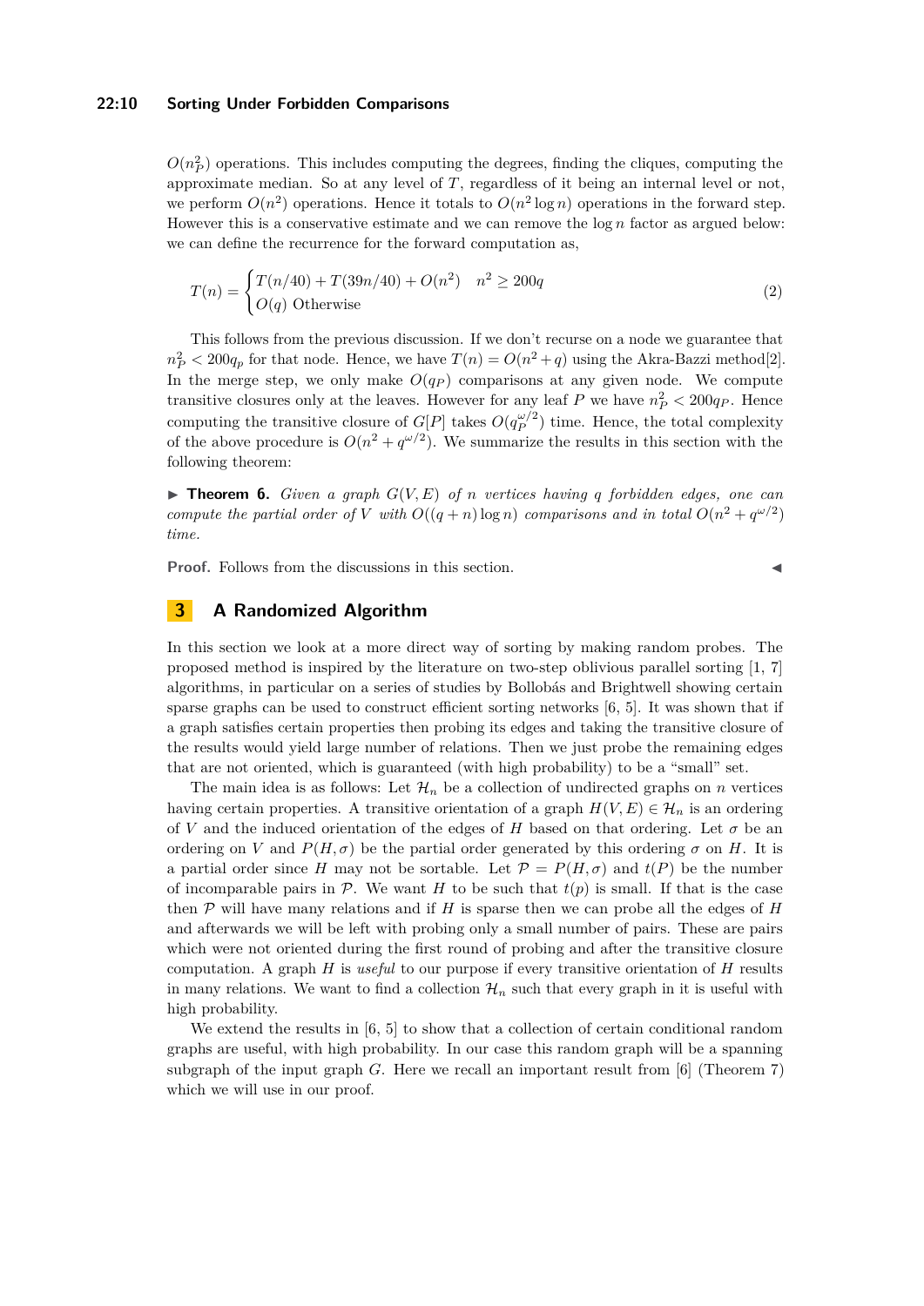$O(n_P^2)$ operations. This includes computing the degrees, finding the cliques, computing the approximate median. So at any level of $T$, regardless of it being an internal level or not, we perform $O(n^2)$ operations. Hence it totals to $O(n^2 \log n)$ operations in the forward step. However this is a conservative estimate and we can remove the $\log n$ factor as argued below: we can define the recurrence for the forward computation as,

$$T(n) = \begin{cases} T(n/40) + T(39n/40) + O(n^2) & n^2 \geq 200q \\ O(q) \text{ Otherwise} \end{cases} \tag{2}$$

This follows from the previous discussion. If we don't recurse on a node we guarantee that $n_P^2 < 200q_p$ for that node. Hence, we have $T(n) = O(n^2 + q)$ using the Akra-Bazzi method[2]. In the merge step, we only make $O(q_P)$ comparisons at any given node. We compute transitive closures only at the leaves. However for any leaf $P$ we have $n_P^2 < 200q_P$. Hence computing the transitive closure of $G[P]$ takes $O(q_P^{\omega/2})$ time. Hence, the total complexity of the above procedure is $O(n^2 + q^{\omega/2})$. We summarize the results in this section with the following theorem:

▶ **Theorem 6.** *Given a graph $G(V, E)$ of $n$ vertices having $q$ forbidden edges, one can compute the partial order of $V$ with $O((q + n) \log n)$ comparisons and in total $O(n^2 + q^{\omega/2})$ time.*

**Proof.** Follows from the discussions in this section. ◀

## 3 A Randomized Algorithm

In this section we look at a more direct way of sorting by making random probes. The proposed method is inspired by the literature on two-step oblivious parallel sorting [1, 7] algorithms, in particular on a series of studies by Bollobás and Brightwell showing certain sparse graphs can be used to construct efficient sorting networks [6, 5]. It was shown that if a graph satisfies certain properties then probing its edges and taking the transitive closure of the results would yield large number of relations. Then we just probe the remaining edges that are not oriented, which is guaranteed (with high probability) to be a "small" set.

The main idea is as follows: Let $\mathcal{H}_n$ be a collection of undirected graphs on $n$ vertices having certain properties. A transitive orientation of a graph $H(V, E) \in \mathcal{H}_n$ is an ordering of $V$ and the induced orientation of the edges of $H$ based on that ordering. Let $\sigma$ be an ordering on $V$ and $P(H, \sigma)$ be the partial order generated by this ordering $\sigma$ on $H$. It is a partial order since $H$ may not be sortable. Let $\mathcal{P} = P(H, \sigma)$ and $t(P)$ be the number of incomparable pairs in $\mathcal{P}$. We want $H$ to be such that $t(p)$ is small. If that is the case then $\mathcal{P}$ will have many relations and if $H$ is sparse then we can probe all the edges of $H$ and afterwards we will be left with probing only a small number of pairs. These are pairs which were not oriented during the first round of probing and after the transitive closure computation. A graph $H$ is *useful* to our purpose if every transitive orientation of $H$ results in many relations. We want to find a collection $\mathcal{H}_n$ such that every graph in it is useful with high probability.

We extend the results in [6, 5] to show that a collection of certain conditional random graphs are useful, with high probability. In our case this random graph will be a spanning subgraph of the input graph $G$. Here we recall an important result from [6] (Theorem 7) which we will use in our proof.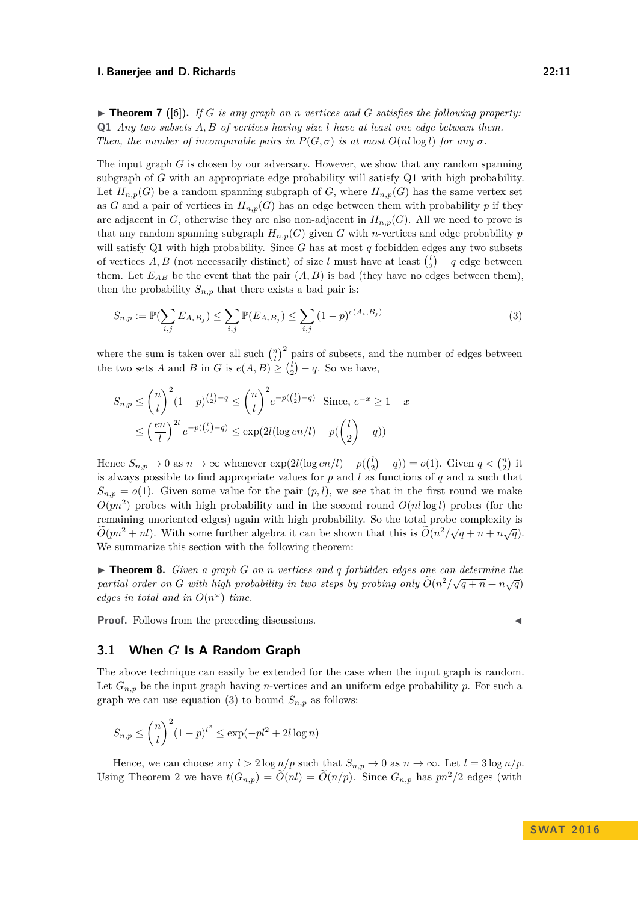▶ **Theorem 7** ([6]). *If $G$ is any graph on $n$ vertices and $G$ satisfies the following property:* **Q1** *Any two subsets $A, B$ of vertices having size $l$ have at least one edge between them. Then, the number of incomparable pairs in $P(G, \sigma)$ is at most $O(nl \log l)$ for any $\sigma$.*

The input graph $G$ is chosen by our adversary. However, we show that any random spanning subgraph of $G$ with an appropriate edge probability will satisfy Q1 with high probability. Let $H_{n,p}(G)$ be a random spanning subgraph of $G$, where $H_{n,p}(G)$ has the same vertex set as $G$ and a pair of vertices in $H_{n,p}(G)$ has an edge between them with probability $p$ if they are adjacent in $G$, otherwise they are also non-adjacent in $H_{n,p}(G)$. All we need to prove is that any random spanning subgraph $H_{n,p}(G)$ given $G$ with $n$-vertices and edge probability $p$ will satisfy Q1 with high probability. Since $G$ has at most $q$ forbidden edges any two subsets of vertices $A, B$ (not necessarily distinct) of size $l$ must have at least $\binom{l}{2} - q$ edge between them. Let $E_{AB}$ be the event that the pair $(A, B)$ is bad (they have no edges between them), then the probability $S_{n,p}$ that there exists a bad pair is:

$$S_{n,p} := \mathbb{P}(\sum_{i,j} E_{A_i B_j}) \leq \sum_{i,j} \mathbb{P}(E_{A_i B_j}) \leq \sum_{i,j} (1-p)^{e(A_i, B_j)} \tag{3}$$

where the sum is taken over all such $\binom{n}{l}^2$ pairs of subsets, and the number of edges between the two sets $A$ and $B$ in $G$ is $e(A, B) \geq \binom{l}{2} - q$. So we have,

$$S_{n,p} \leq \binom{n}{l}^2 (1-p)^{\binom{l}{2} - q} \leq \binom{n}{l}^2 e^{-p(\binom{l}{2} - q)} \quad \text{Since, } e^{-x} \geq 1 - x$$
$$\leq \left(\frac{en}{l}\right)^{2l} e^{-p(\binom{l}{2} - q)} \leq \exp(2l(\log en/l) - p(\binom{l}{2} - q))$$

Hence $S_{n,p} \to 0$ as $n \to \infty$ whenever $\exp(2l(\log en/l) - p(\binom{l}{2} - q)) = o(1)$. Given $q < \binom{n}{2}$ it is always possible to find appropriate values for $p$ and $l$ as functions of $q$ and $n$ such that $S_{n,p} = o(1)$. Given some value for the pair $(p, l)$, we see that in the first round we make $O(pn^2)$ probes with high probability and in the second round $O(nl \log l)$ probes (for the remaining unoriented edges) again with high probability. So the total probe complexity is $\widetilde{O}(pn^2 + nl)$. With some further algebra it can be shown that this is $\widetilde{O}(n^2/\sqrt{q+n} + n\sqrt{q})$. We summarize this section with the following theorem:

▶ **Theorem 8.** *Given a graph $G$ on $n$ vertices and $q$ forbidden edges one can determine the partial order on $G$ with high probability in two steps by probing only $\widetilde{O}(n^2/\sqrt{q+n} + n\sqrt{q})$ edges in total and in $O(n^\omega)$ time.*

**Proof.** Follows from the preceding discussions. ◀

## 3.1 When $G$ Is A Random Graph

The above technique can easily be extended for the case when the input graph is random. Let $G_{n,p}$ be the input graph having $n$-vertices and an uniform edge probability $p$. For such a graph we can use equation (3) to bound $S_{n,p}$ as follows:

$$S_{n,p} \leq \binom{n}{l}^2 (1-p)^{l^2} \leq \exp(-pl^2 + 2l \log n)$$

Hence, we can choose any $l > 2 \log n/p$ such that $S_{n,p} \to 0$ as $n \to \infty$. Let $l = 3 \log n/p$. Using Theorem 2 we have $t(G_{n,p}) = \widetilde{O}(nl) = \widetilde{O}(n/p)$. Since $G_{n,p}$ has $pn^2/2$ edges (with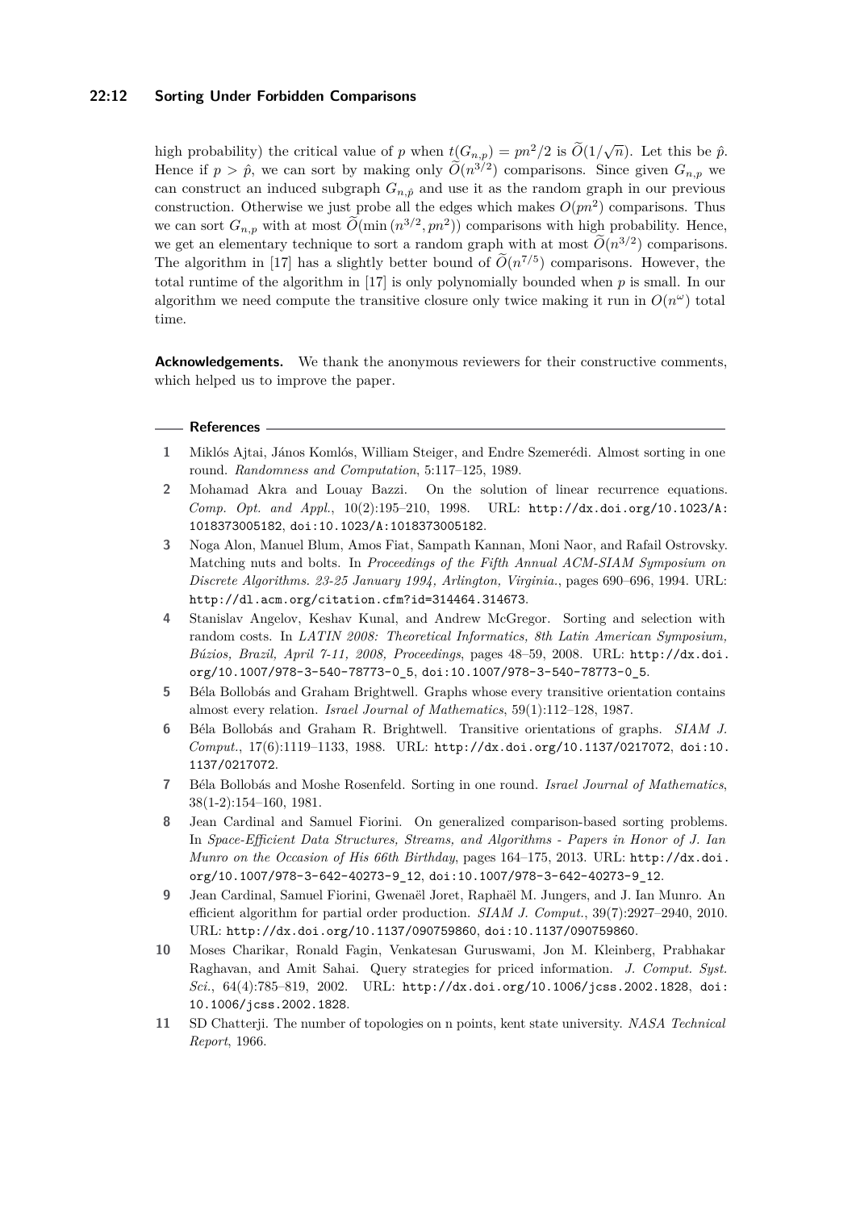high probability) the critical value of $p$ when $t(G_{n,p}) = pn^2/2$ is $\widetilde{O}(1/\sqrt{n})$. Let this be $\hat{p}$. Hence if $p > \hat{p}$, we can sort by making only $\widetilde{O}(n^{3/2})$ comparisons. Since given $G_{n,p}$ we can construct an induced subgraph $G_{n,\hat{p}}$ and use it as the random graph in our previous construction. Otherwise we just probe all the edges which makes $O(pn^2)$ comparisons. Thus we can sort $G_{n,p}$ with at most $\widetilde{O}(\min(n^{3/2}, pn^2))$ comparisons with high probability. Hence, we get an elementary technique to sort a random graph with at most $\widetilde{O}(n^{3/2})$ comparisons. The algorithm in [17] has a slightly better bound of $\widetilde{O}(n^{7/5})$ comparisons. However, the total runtime of the algorithm in [17] is only polynomially bounded when $p$ is small. In our algorithm we need compute the transitive closure only twice making it run in $O(n^{\omega})$ total time.

**Acknowledgements.** We thank the anonymous reviewers for their constructive comments, which helped us to improve the paper.

## References

1. Miklós Ajtai, János Komlós, William Steiger, and Endre Szemerédi. Almost sorting in one round. *Randomness and Computation*, 5:117–125, 1989.
2. Mohamad Akra and Louay Bazzi. On the solution of linear recurrence equations. *Comp. Opt. and Appl.*, 10(2):195–210, 1998. URL: http://dx.doi.org/10.1023/A:1018373005182, doi:10.1023/A:1018373005182.
3. Noga Alon, Manuel Blum, Amos Fiat, Sampath Kannan, Moni Naor, and Rafail Ostrovsky. Matching nuts and bolts. In *Proceedings of the Fifth Annual ACM-SIAM Symposium on Discrete Algorithms. 23-25 January 1994, Arlington, Virginia.*, pages 690–696, 1994. URL: http://dl.acm.org/citation.cfm?id=314464.314673.
4. Stanislav Angelov, Keshav Kunal, and Andrew McGregor. Sorting and selection with random costs. In *LATIN 2008: Theoretical Informatics, 8th Latin American Symposium, Búzios, Brazil, April 7-11, 2008, Proceedings*, pages 48–59, 2008. URL: http://dx.doi.org/10.1007/978-3-540-78773-0_5, doi:10.1007/978-3-540-78773-0_5.
5. Béla Bollobás and Graham Brightwell. Graphs whose every transitive orientation contains almost every relation. *Israel Journal of Mathematics*, 59(1):112–128, 1987.
6. Béla Bollobás and Graham R. Brightwell. Transitive orientations of graphs. *SIAM J. Comput.*, 17(6):1119–1133, 1988. URL: http://dx.doi.org/10.1137/0217072, doi:10.1137/0217072.
7. Béla Bollobás and Moshe Rosenfeld. Sorting in one round. *Israel Journal of Mathematics*, 38(1-2):154–160, 1981.
8. Jean Cardinal and Samuel Fiorini. On generalized comparison-based sorting problems. In *Space-Efficient Data Structures, Streams, and Algorithms - Papers in Honor of J. Ian Munro on the Occasion of His 66th Birthday*, pages 164–175, 2013. URL: http://dx.doi.org/10.1007/978-3-642-40273-9_12, doi:10.1007/978-3-642-40273-9_12.
9. Jean Cardinal, Samuel Fiorini, Gwenaël Joret, Raphaël M. Jungers, and J. Ian Munro. An efficient algorithm for partial order production. *SIAM J. Comput.*, 39(7):2927–2940, 2010. URL: http://dx.doi.org/10.1137/090759860, doi:10.1137/090759860.
10. Moses Charikar, Ronald Fagin, Venkatesan Guruswami, Jon M. Kleinberg, Prabhakar Raghavan, and Amit Sahai. Query strategies for priced information. *J. Comput. Syst. Sci.*, 64(4):785–819, 2002. URL: http://dx.doi.org/10.1006/jcss.2002.1828, doi:10.1006/jcss.2002.1828.
11. SD Chatterji. The number of topologies on n points, kent state university. *NASA Technical Report*, 1966.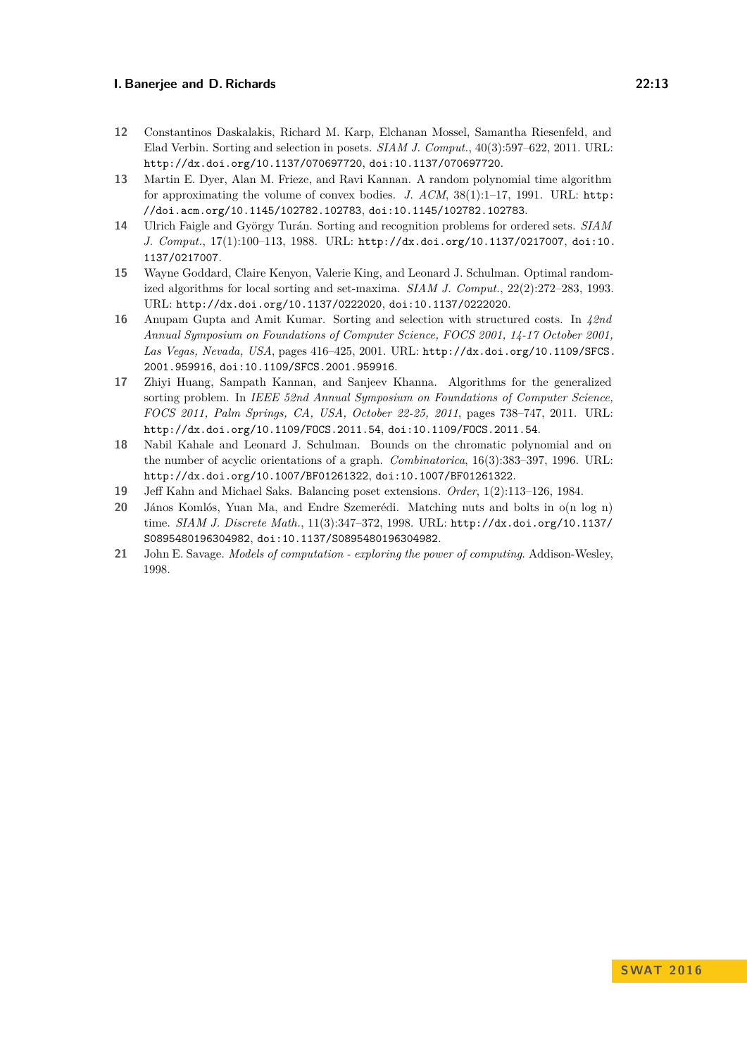12 Constantinos Daskalakis, Richard M. Karp, Elchanan Mossel, Samantha Riesenfeld, and Elad Verbin. Sorting and selection in posets. *SIAM J. Comput.*, 40(3):597–622, 2011. URL: http://dx.doi.org/10.1137/070697720, doi:10.1137/070697720.

13 Martin E. Dyer, Alan M. Frieze, and Ravi Kannan. A random polynomial time algorithm for approximating the volume of convex bodies. *J. ACM*, 38(1):1–17, 1991. URL: http://doi.acm.org/10.1145/102782.102783, doi:10.1145/102782.102783.

14 Ulrich Faigle and György Turán. Sorting and recognition problems for ordered sets. *SIAM J. Comput.*, 17(1):100–113, 1988. URL: http://dx.doi.org/10.1137/0217007, doi:10.1137/0217007.

15 Wayne Goddard, Claire Kenyon, Valerie King, and Leonard J. Schulman. Optimal randomized algorithms for local sorting and set-maxima. *SIAM J. Comput.*, 22(2):272–283, 1993. URL: http://dx.doi.org/10.1137/0222020, doi:10.1137/0222020.

16 Anupam Gupta and Amit Kumar. Sorting and selection with structured costs. In *42nd Annual Symposium on Foundations of Computer Science, FOCS 2001, 14-17 October 2001, Las Vegas, Nevada, USA*, pages 416–425, 2001. URL: http://dx.doi.org/10.1109/SFCS.2001.959916, doi:10.1109/SFCS.2001.959916.

17 Zhiyi Huang, Sampath Kannan, and Sanjeev Khanna. Algorithms for the generalized sorting problem. In *IEEE 52nd Annual Symposium on Foundations of Computer Science, FOCS 2011, Palm Springs, CA, USA, October 22-25, 2011*, pages 738–747, 2011. URL: http://dx.doi.org/10.1109/FOCS.2011.54, doi:10.1109/FOCS.2011.54.

18 Nabil Kahale and Leonard J. Schulman. Bounds on the chromatic polynomial and on the number of acyclic orientations of a graph. *Combinatorica*, 16(3):383–397, 1996. URL: http://dx.doi.org/10.1007/BF01261322, doi:10.1007/BF01261322.

19 Jeff Kahn and Michael Saks. Balancing poset extensions. *Order*, 1(2):113–126, 1984.

20 János Komlós, Yuan Ma, and Endre Szemerédi. Matching nuts and bolts in o(n log n) time. *SIAM J. Discrete Math.*, 11(3):347–372, 1998. URL: http://dx.doi.org/10.1137/S0895480196304982, doi:10.1137/S0895480196304982.

21 John E. Savage. *Models of computation - exploring the power of computing*. Addison-Wesley, 1998.